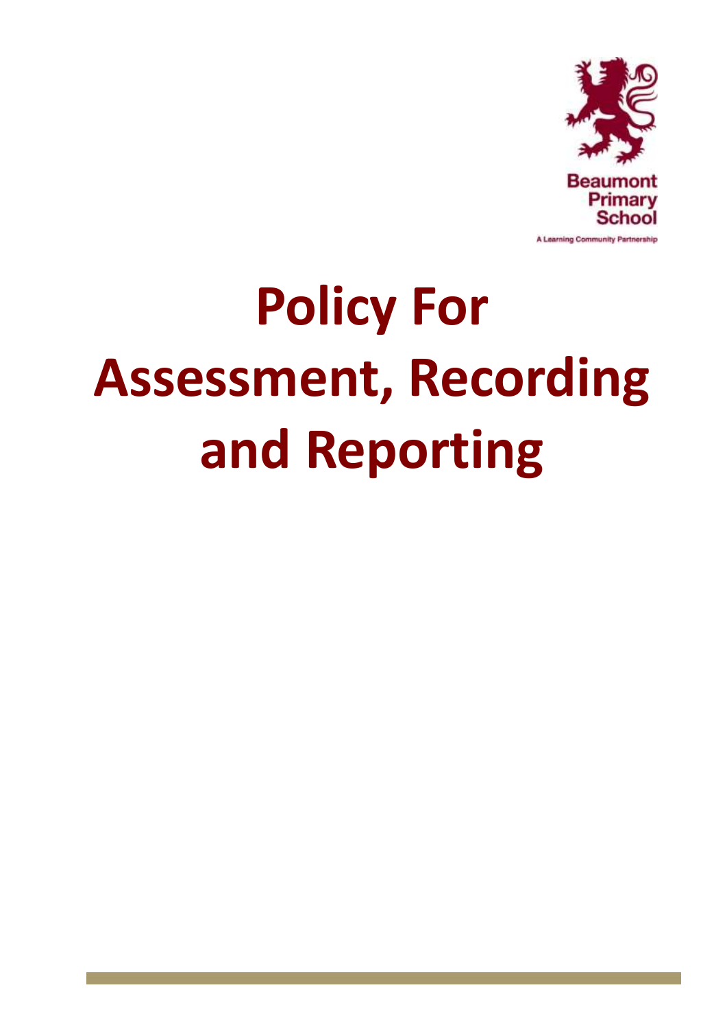Beaumont Primary School

A Learning Community Partnership

# Policy For Assessment, Recording and Reporting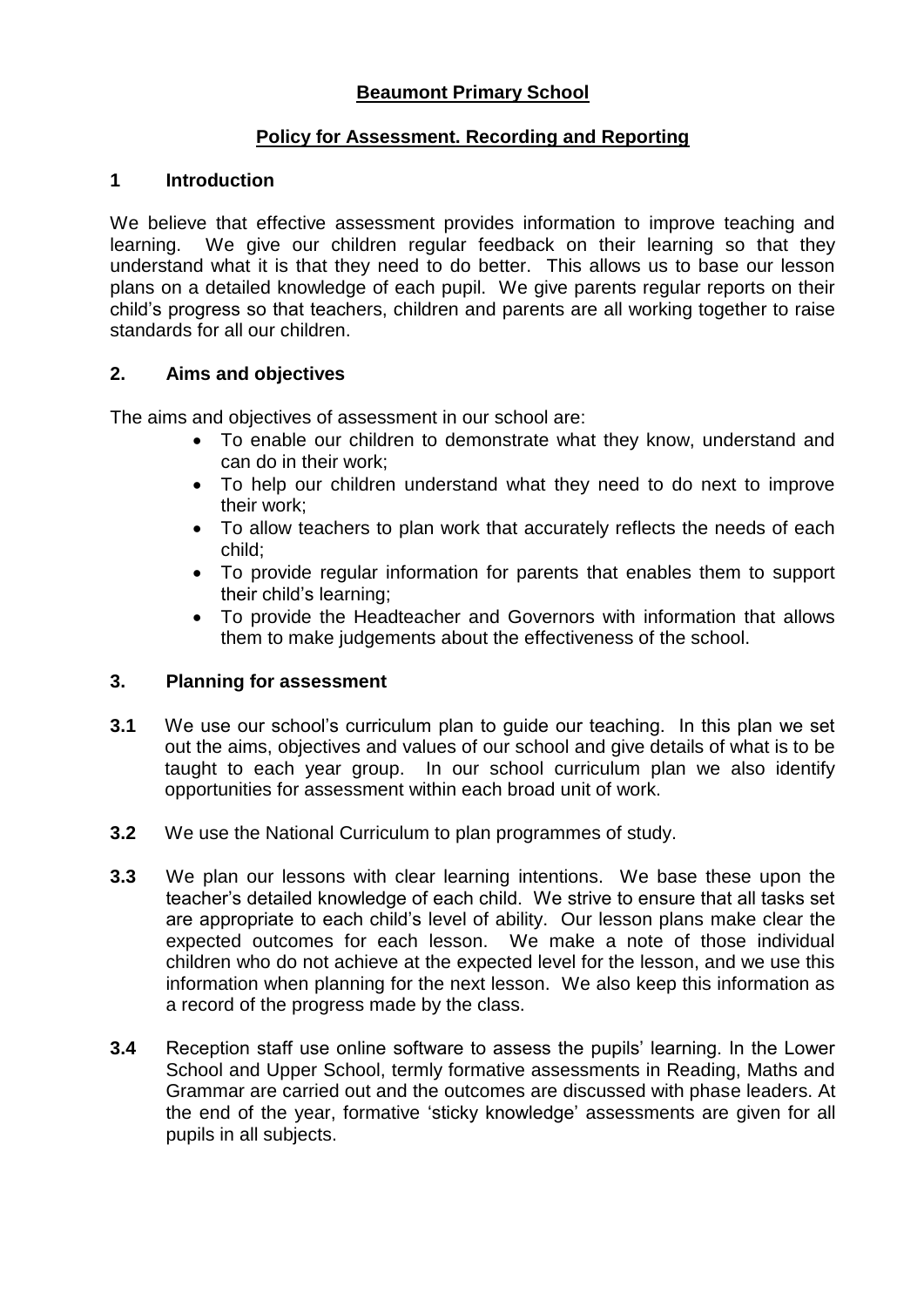# Beaumont Primary School

## Policy for Assessment. Recording and Reporting

### 1 Introduction

We believe that effective assessment provides information to improve teaching and learning. We give our children regular feedback on their learning so that they understand what it is that they need to do better. This allows us to base our lesson plans on a detailed knowledge of each pupil. We give parents regular reports on their child's progress so that teachers, children and parents are all working together to raise standards for all our children.

### 2. Aims and objectives

The aims and objectives of assessment in our school are:

- To enable our children to demonstrate what they know, understand and can do in their work;
- To help our children understand what they need to do next to improve their work;
- To allow teachers to plan work that accurately reflects the needs of each child;
- To provide regular information for parents that enables them to support their child's learning;
- To provide the Headteacher and Governors with information that allows them to make judgements about the effectiveness of the school.

### 3. Planning for assessment

**3.1** We use our school's curriculum plan to guide our teaching. In this plan we set out the aims, objectives and values of our school and give details of what is to be taught to each year group. In our school curriculum plan we also identify opportunities for assessment within each broad unit of work.

**3.2** We use the National Curriculum to plan programmes of study.

**3.3** We plan our lessons with clear learning intentions. We base these upon the teacher's detailed knowledge of each child. We strive to ensure that all tasks set are appropriate to each child's level of ability. Our lesson plans make clear the expected outcomes for each lesson. We make a note of those individual children who do not achieve at the expected level for the lesson, and we use this information when planning for the next lesson. We also keep this information as a record of the progress made by the class.

**3.4** Reception staff use online software to assess the pupils' learning. In the Lower School and Upper School, termly formative assessments in Reading, Maths and Grammar are carried out and the outcomes are discussed with phase leaders. At the end of the year, formative 'sticky knowledge' assessments are given for all pupils in all subjects.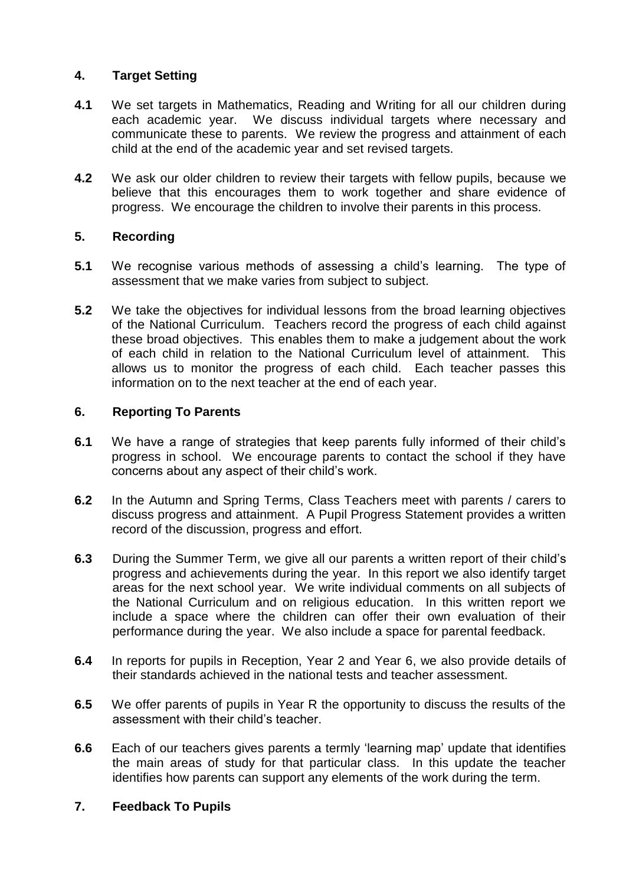## 4. Target Setting

**4.1** We set targets in Mathematics, Reading and Writing for all our children during each academic year. We discuss individual targets where necessary and communicate these to parents. We review the progress and attainment of each child at the end of the academic year and set revised targets.

**4.2** We ask our older children to review their targets with fellow pupils, because we believe that this encourages them to work together and share evidence of progress. We encourage the children to involve their parents in this process.

## 5. Recording

**5.1** We recognise various methods of assessing a child's learning. The type of assessment that we make varies from subject to subject.

**5.2** We take the objectives for individual lessons from the broad learning objectives of the National Curriculum. Teachers record the progress of each child against these broad objectives. This enables them to make a judgement about the work of each child in relation to the National Curriculum level of attainment. This allows us to monitor the progress of each child. Each teacher passes this information on to the next teacher at the end of each year.

## 6. Reporting To Parents

**6.1** We have a range of strategies that keep parents fully informed of their child's progress in school. We encourage parents to contact the school if they have concerns about any aspect of their child's work.

**6.2** In the Autumn and Spring Terms, Class Teachers meet with parents / carers to discuss progress and attainment. A Pupil Progress Statement provides a written record of the discussion, progress and effort.

**6.3** During the Summer Term, we give all our parents a written report of their child's progress and achievements during the year. In this report we also identify target areas for the next school year. We write individual comments on all subjects of the National Curriculum and on religious education. In this written report we include a space where the children can offer their own evaluation of their performance during the year. We also include a space for parental feedback.

**6.4** In reports for pupils in Reception, Year 2 and Year 6, we also provide details of their standards achieved in the national tests and teacher assessment.

**6.5** We offer parents of pupils in Year R the opportunity to discuss the results of the assessment with their child's teacher.

**6.6** Each of our teachers gives parents a termly 'learning map' update that identifies the main areas of study for that particular class. In this update the teacher identifies how parents can support any elements of the work during the term.

## 7. Feedback To Pupils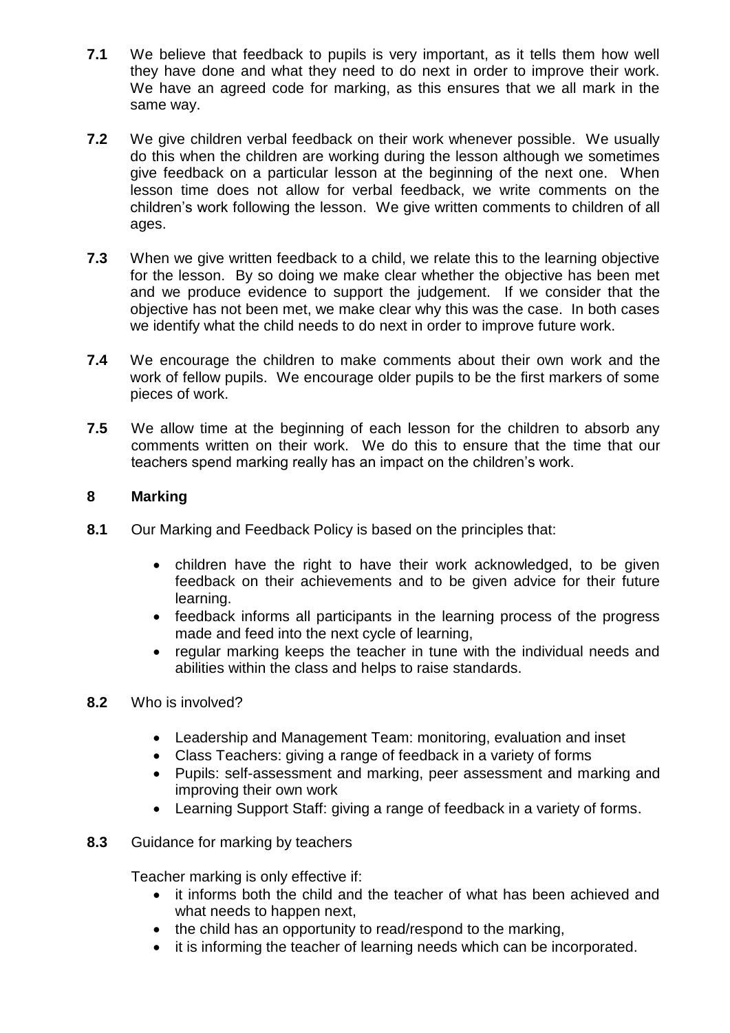**7.1** We believe that feedback to pupils is very important, as it tells them how well they have done and what they need to do next in order to improve their work. We have an agreed code for marking, as this ensures that we all mark in the same way.

**7.2** We give children verbal feedback on their work whenever possible. We usually do this when the children are working during the lesson although we sometimes give feedback on a particular lesson at the beginning of the next one. When lesson time does not allow for verbal feedback, we write comments on the children's work following the lesson. We give written comments to children of all ages.

**7.3** When we give written feedback to a child, we relate this to the learning objective for the lesson. By so doing we make clear whether the objective has been met and we produce evidence to support the judgement. If we consider that the objective has not been met, we make clear why this was the case. In both cases we identify what the child needs to do next in order to improve future work.

**7.4** We encourage the children to make comments about their own work and the work of fellow pupils. We encourage older pupils to be the first markers of some pieces of work.

**7.5** We allow time at the beginning of each lesson for the children to absorb any comments written on their work. We do this to ensure that the time that our teachers spend marking really has an impact on the children's work.

## 8 Marking

**8.1** Our Marking and Feedback Policy is based on the principles that:

- children have the right to have their work acknowledged, to be given feedback on their achievements and to be given advice for their future learning.
- feedback informs all participants in the learning process of the progress made and feed into the next cycle of learning,
- regular marking keeps the teacher in tune with the individual needs and abilities within the class and helps to raise standards.

**8.2** Who is involved?

- Leadership and Management Team: monitoring, evaluation and inset
- Class Teachers: giving a range of feedback in a variety of forms
- Pupils: self-assessment and marking, peer assessment and marking and improving their own work
- Learning Support Staff: giving a range of feedback in a variety of forms.

**8.3** Guidance for marking by teachers

Teacher marking is only effective if:

- it informs both the child and the teacher of what has been achieved and what needs to happen next,
- the child has an opportunity to read/respond to the marking,
- it is informing the teacher of learning needs which can be incorporated.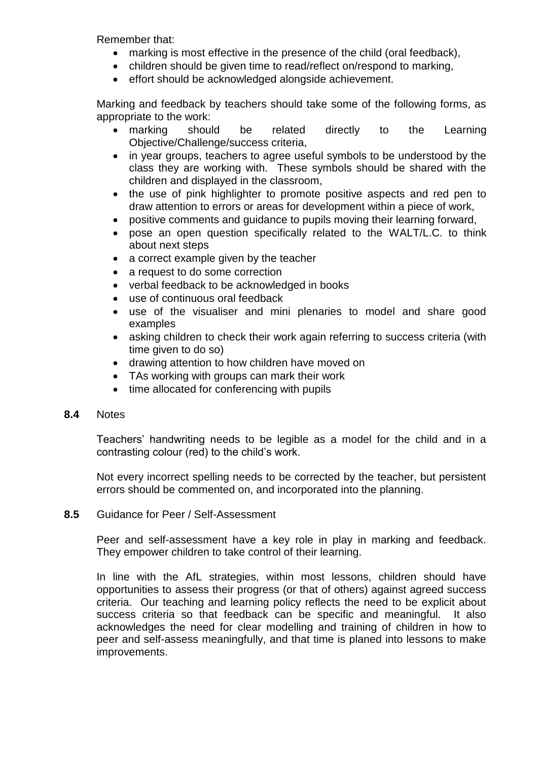Remember that:

- marking is most effective in the presence of the child (oral feedback),
- children should be given time to read/reflect on/respond to marking,
- effort should be acknowledged alongside achievement.

Marking and feedback by teachers should take some of the following forms, as appropriate to the work:

- marking should be related directly to the Learning Objective/Challenge/success criteria,
- in year groups, teachers to agree useful symbols to be understood by the class they are working with. These symbols should be shared with the children and displayed in the classroom,
- the use of pink highlighter to promote positive aspects and red pen to draw attention to errors or areas for development within a piece of work,
- positive comments and guidance to pupils moving their learning forward,
- pose an open question specifically related to the WALT/L.C. to think about next steps
- a correct example given by the teacher
- a request to do some correction
- verbal feedback to be acknowledged in books
- use of continuous oral feedback
- use of the visualiser and mini plenaries to model and share good examples
- asking children to check their work again referring to success criteria (with time given to do so)
- drawing attention to how children have moved on
- TAs working with groups can mark their work
- time allocated for conferencing with pupils

**8.4** Notes

Teachers' handwriting needs to be legible as a model for the child and in a contrasting colour (red) to the child's work.

Not every incorrect spelling needs to be corrected by the teacher, but persistent errors should be commented on, and incorporated into the planning.

**8.5** Guidance for Peer / Self-Assessment

Peer and self-assessment have a key role in play in marking and feedback. They empower children to take control of their learning.

In line with the AfL strategies, within most lessons, children should have opportunities to assess their progress (or that of others) against agreed success criteria. Our teaching and learning policy reflects the need to be explicit about success criteria so that feedback can be specific and meaningful. It also acknowledges the need for clear modelling and training of children in how to peer and self-assess meaningfully, and that time is planed into lessons to make improvements.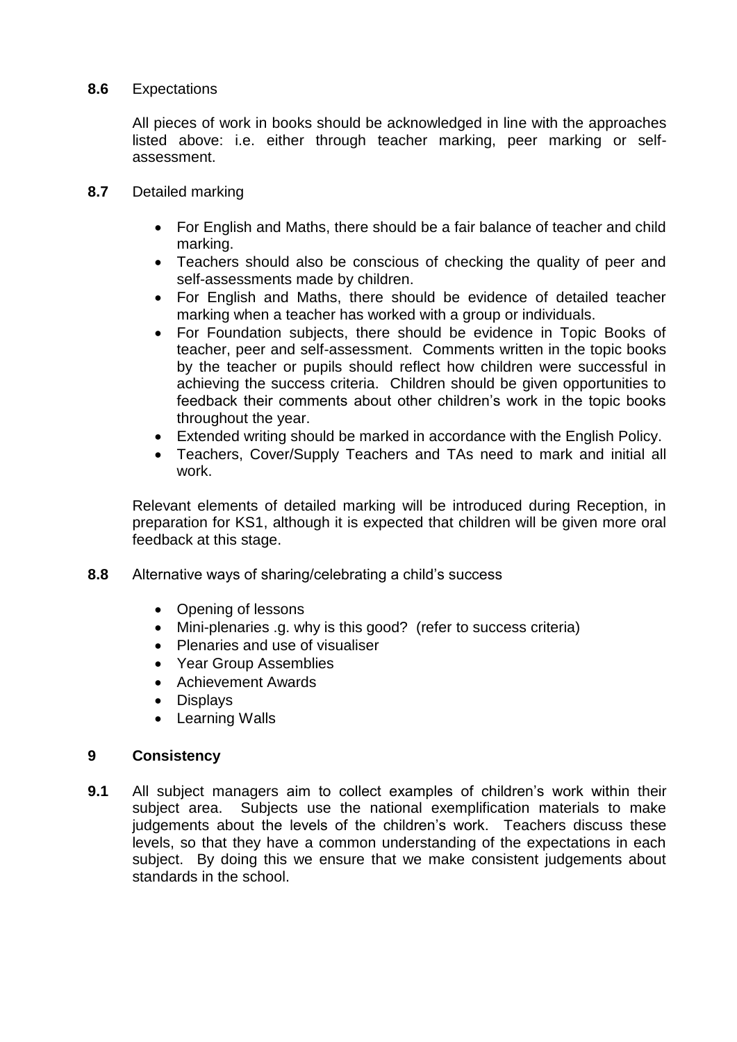**8.6** Expectations

All pieces of work in books should be acknowledged in line with the approaches listed above: i.e. either through teacher marking, peer marking or self-assessment.

**8.7** Detailed marking

- For English and Maths, there should be a fair balance of teacher and child marking.
- Teachers should also be conscious of checking the quality of peer and self-assessments made by children.
- For English and Maths, there should be evidence of detailed teacher marking when a teacher has worked with a group or individuals.
- For Foundation subjects, there should be evidence in Topic Books of teacher, peer and self-assessment. Comments written in the topic books by the teacher or pupils should reflect how children were successful in achieving the success criteria. Children should be given opportunities to feedback their comments about other children's work in the topic books throughout the year.
- Extended writing should be marked in accordance with the English Policy.
- Teachers, Cover/Supply Teachers and TAs need to mark and initial all work.

Relevant elements of detailed marking will be introduced during Reception, in preparation for KS1, although it is expected that children will be given more oral feedback at this stage.

**8.8** Alternative ways of sharing/celebrating a child's success

- Opening of lessons
- Mini-plenaries .g. why is this good? (refer to success criteria)
- Plenaries and use of visualiser
- Year Group Assemblies
- Achievement Awards
- Displays
- Learning Walls

## 9 Consistency

**9.1** All subject managers aim to collect examples of children's work within their subject area. Subjects use the national exemplification materials to make judgements about the levels of the children's work. Teachers discuss these levels, so that they have a common understanding of the expectations in each subject. By doing this we ensure that we make consistent judgements about standards in the school.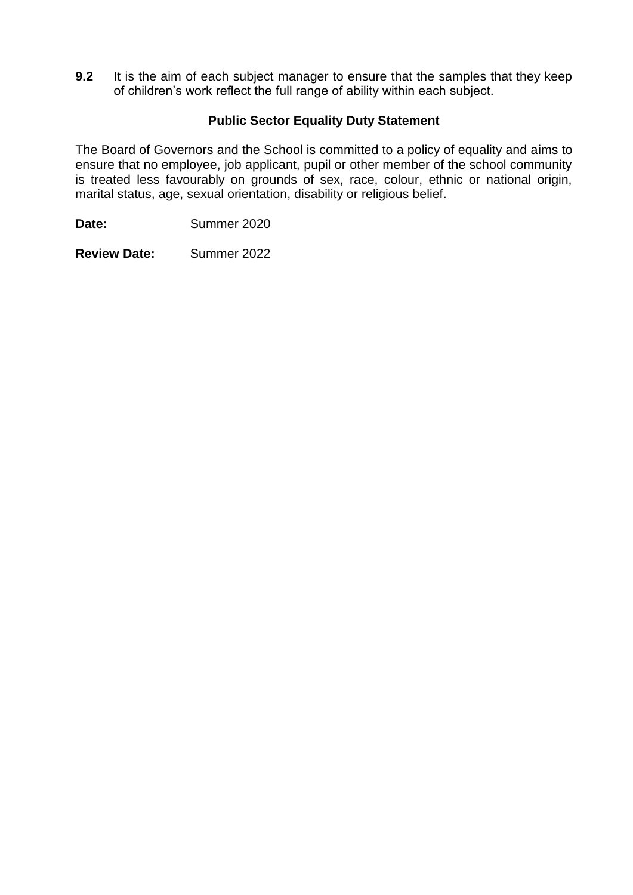**9.2** It is the aim of each subject manager to ensure that the samples that they keep of children's work reflect the full range of ability within each subject.

### Public Sector Equality Duty Statement

The Board of Governors and the School is committed to a policy of equality and aims to ensure that no employee, job applicant, pupil or other member of the school community is treated less favourably on grounds of sex, race, colour, ethnic or national origin, marital status, age, sexual orientation, disability or religious belief.

**Date:** Summer 2020

**Review Date:** Summer 2022